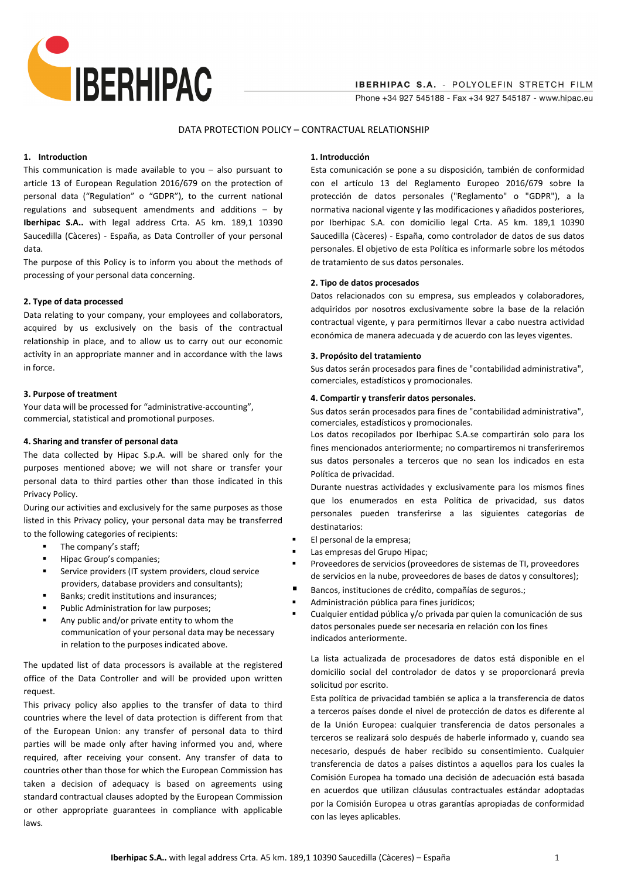IBERHIPAC

**IBERHIPAC S.A.** - POLYOLEFIN STRETCH FILM

Phone +34 927 545188 - Fax +34 927 545187 - www.hipac.eu

# DATA PROTECTION POLICY – CONTRACTUAL RELATIONSHIP

## 1. Introduction

This communication is made available to you – also pursuant to article 13 of European Regulation 2016/679 on the protection of personal data ("Regulation" o "GDPR"), to the current national regulations and subsequent amendments and additions – by **Iberhipac S.A..** with legal address Crta. A5 km. 189,1 10390 Saucedilla (Càceres) - España, as Data Controller of your personal data.

The purpose of this Policy is to inform you about the methods of processing of your personal data concerning.

## 2. Type of data processed

Data relating to your company, your employees and collaborators, acquired by us exclusively on the basis of the contractual relationship in place, and to allow us to carry out our economic activity in an appropriate manner and in accordance with the laws in force.

## 3. Purpose of treatment

Your data will be processed for "administrative-accounting", commercial, statistical and promotional purposes.

## 4. Sharing and transfer of personal data

The data collected by Hipac S.p.A. will be shared only for the purposes mentioned above; we will not share or transfer your personal data to third parties other than those indicated in this Privacy Policy.

During our activities and exclusively for the same purposes as those listed in this Privacy policy, your personal data may be transferred to the following categories of recipients:

- The company's staff;
- Hipac Group's companies;
- Service providers (IT system providers, cloud service providers, database providers and consultants);
- Banks; credit institutions and insurances;
- Public Administration for law purposes;
- Any public and/or private entity to whom the communication of your personal data may be necessary in relation to the purposes indicated above.

The updated list of data processors is available at the registered office of the Data Controller and will be provided upon written request.

This privacy policy also applies to the transfer of data to third countries where the level of data protection is different from that of the European Union: any transfer of personal data to third parties will be made only after having informed you and, where required, after receiving your consent. Any transfer of data to countries other than those for which the European Commission has taken a decision of adequacy is based on agreements using standard contractual clauses adopted by the European Commission or other appropriate guarantees in compliance with applicable laws.

## 1. Introducción

Esta comunicación se pone a su disposición, también de conformidad con el artículo 13 del Reglamento Europeo 2016/679 sobre la protección de datos personales ("Reglamento" o "GDPR"), a la normativa nacional vigente y las modificaciones y añadidos posteriores, por Iberhipac S.A. con domicilio legal Crta. A5 km. 189,1 10390 Saucedilla (Càceres) - España, como controlador de datos de sus datos personales. El objetivo de esta Política es informarle sobre los métodos de tratamiento de sus datos personales.

## 2. Tipo de datos procesados

Datos relacionados con su empresa, sus empleados y colaboradores, adquiridos por nosotros exclusivamente sobre la base de la relación contractual vigente, y para permitirnos llevar a cabo nuestra actividad económica de manera adecuada y de acuerdo con las leyes vigentes.

## 3. Propósito del tratamiento

Sus datos serán procesados para fines de "contabilidad administrativa", comerciales, estadísticos y promocionales.

## 4. Compartir y transferir datos personales.

Sus datos serán procesados para fines de "contabilidad administrativa", comerciales, estadísticos y promocionales.

Los datos recopilados por Iberhipac S.A.se compartirán solo para los fines mencionados anteriormente; no compartiremos ni transferiremos sus datos personales a terceros que no sean los indicados en esta Política de privacidad.

Durante nuestras actividades y exclusivamente para los mismos fines que los enumerados en esta Política de privacidad, sus datos personales pueden transferirse a las siguientes categorías de destinatarios:

- El personal de la empresa;
- Las empresas del Grupo Hipac;
- Proveedores de servicios (proveedores de sistemas de TI, proveedores de servicios en la nube, proveedores de bases de datos y consultores);
- Bancos, instituciones de crédito, compañías de seguros.;
- Administración pública para fines jurídicos;
- Cualquier entidad pública y/o privada par quien la comunicación de sus datos personales puede ser necesaria en relación con los fines indicados anteriormente.

La lista actualizada de procesadores de datos está disponible en el domicilio social del controlador de datos y se proporcionará previa solicitud por escrito.

Esta política de privacidad también se aplica a la transferencia de datos a terceros países donde el nivel de protección de datos es diferente al de la Unión Europea: cualquier transferencia de datos personales a terceros se realizará solo después de haberle informado y, cuando sea necesario, después de haber recibido su consentimiento. Cualquier transferencia de datos a países distintos a aquellos para los cuales la Comisión Europea ha tomado una decisión de adecuación está basada en acuerdos que utilizan cláusulas contractuales estándar adoptadas por la Comisión Europea u otras garantías apropiadas de conformidad con las leyes aplicables.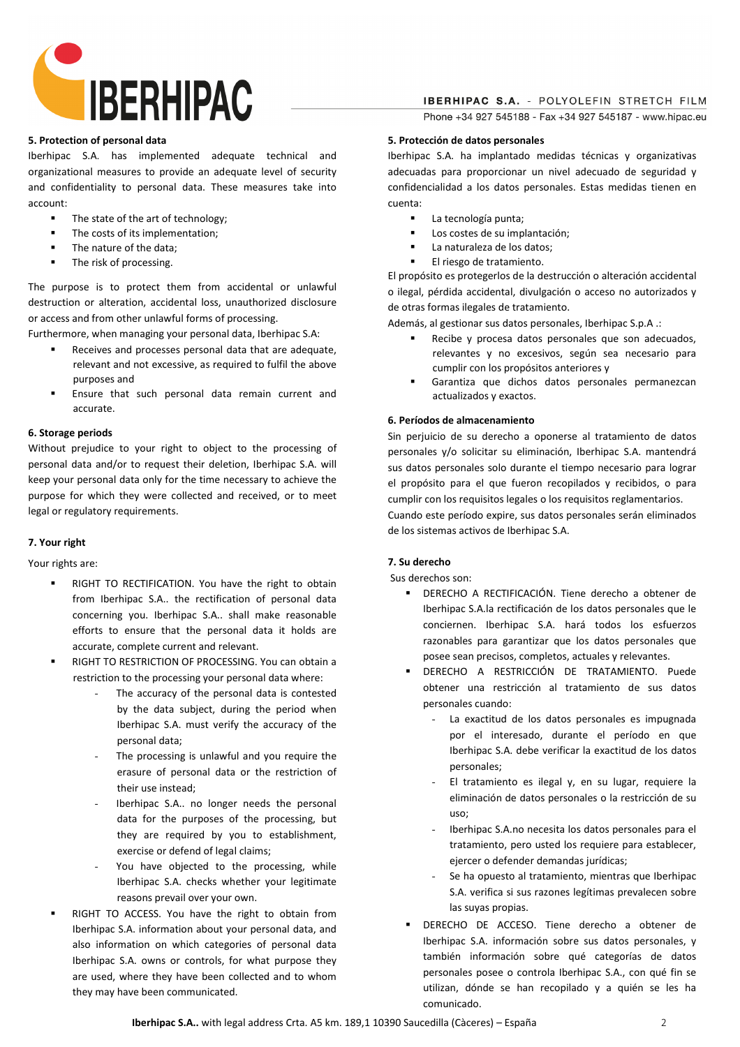## 5. Protection of personal data

Iberhipac S.A. has implemented adequate technical and organizational measures to provide an adequate level of security and confidentiality to personal data. These measures take into account:

- The state of the art of technology;
- The costs of its implementation;
- The nature of the data;
- The risk of processing.

The purpose is to protect them from accidental or unlawful destruction or alteration, accidental loss, unauthorized disclosure or access and from other unlawful forms of processing.

Furthermore, when managing your personal data, Iberhipac S.A:

- Receives and processes personal data that are adequate, relevant and not excessive, as required to fulfil the above purposes and
- Ensure that such personal data remain current and accurate.

## 6. Storage periods

Without prejudice to your right to object to the processing of personal data and/or to request their deletion, Iberhipac S.A. will keep your personal data only for the time necessary to achieve the purpose for which they were collected and received, or to meet legal or regulatory requirements.

## 7. Your right

Your rights are:

- RIGHT TO RECTIFICATION. You have the right to obtain from Iberhipac S.A.. the rectification of personal data concerning you. Iberhipac S.A.. shall make reasonable efforts to ensure that the personal data it holds are accurate, complete current and relevant.
- RIGHT TO RESTRICTION OF PROCESSING. You can obtain a restriction to the processing your personal data where:
  - The accuracy of the personal data is contested by the data subject, during the period when Iberhipac S.A. must verify the accuracy of the personal data;
  - The processing is unlawful and you require the erasure of personal data or the restriction of their use instead;
  - Iberhipac S.A.. no longer needs the personal data for the purposes of the processing, but they are required by you to establishment, exercise or defend of legal claims;
  - You have objected to the processing, while Iberhipac S.A. checks whether your legitimate reasons prevail over your own.
- RIGHT TO ACCESS. You have the right to obtain from Iberhipac S.A. information about your personal data, and also information on which categories of personal data Iberhipac S.A. owns or controls, for what purpose they are used, where they have been collected and to whom they may have been communicated.

## 5. Protección de datos personales

Iberhipac S.A. ha implantado medidas técnicas y organizativas adecuadas para proporcionar un nivel adecuado de seguridad y confidencialidad a los datos personales. Estas medidas tienen en cuenta:

- La tecnología punta;
- Los costes de su implantación;
- La naturaleza de los datos;
- El riesgo de tratamiento.

El propósito es protegerlos de la destrucción o alteración accidental o ilegal, pérdida accidental, divulgación o acceso no autorizados y de otras formas ilegales de tratamiento.

Además, al gestionar sus datos personales, Iberhipac S.p.A .:

- Recibe y procesa datos personales que son adecuados, relevantes y no excesivos, según sea necesario para cumplir con los propósitos anteriores y
- Garantiza que dichos datos personales permanezcan actualizados y exactos.

## 6. Períodos de almacenamiento

Sin perjuicio de su derecho a oponerse al tratamiento de datos personales y/o solicitar su eliminación, Iberhipac S.A. mantendrá sus datos personales solo durante el tiempo necesario para lograr el propósito para el que fueron recopilados y recibidos, o para cumplir con los requisitos legales o los requisitos reglamentarios.

Cuando este período expire, sus datos personales serán eliminados de los sistemas activos de Iberhipac S.A.

## 7. Su derecho

Sus derechos son:

- DERECHO A RECTIFICACIÓN. Tiene derecho a obtener de Iberhipac S.A.la rectificación de los datos personales que le conciernen. Iberhipac S.A. hará todos los esfuerzos razonables para garantizar que los datos personales que posee sean precisos, completos, actuales y relevantes.
- DERECHO A RESTRICCIÓN DE TRATAMIENTO. Puede obtener una restricción al tratamiento de sus datos personales cuando:
  - La exactitud de los datos personales es impugnada por el interesado, durante el período en que Iberhipac S.A. debe verificar la exactitud de los datos personales;
  - El tratamiento es ilegal y, en su lugar, requiere la eliminación de datos personales o la restricción de su uso;
  - Iberhipac S.A.no necesita los datos personales para el tratamiento, pero usted los requiere para establecer, ejercer o defender demandas jurídicas;
  - Se ha opuesto al tratamiento, mientras que Iberhipac S.A. verifica si sus razones legítimas prevalecen sobre las suyas propias.
- DERECHO DE ACCESO. Tiene derecho a obtener de Iberhipac S.A. información sobre sus datos personales, y también información sobre qué categorías de datos personales posee o controla Iberhipac S.A., con qué fin se utilizan, dónde se han recopilado y a quién se les ha comunicado.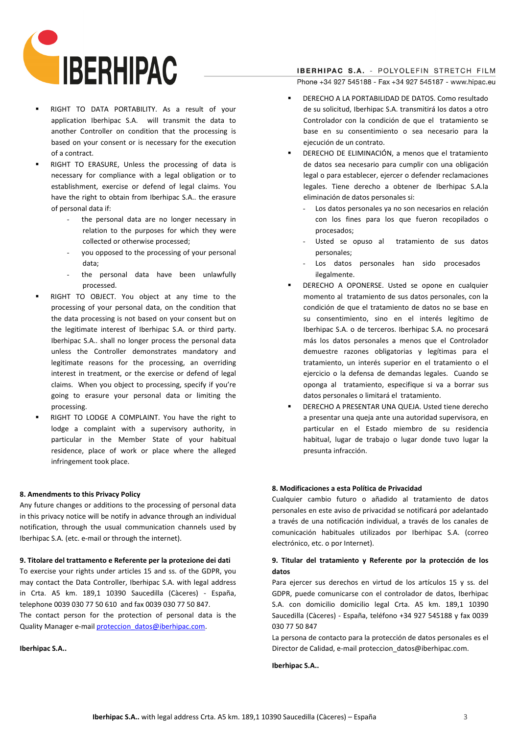- RIGHT TO DATA PORTABILITY. As a result of your application Iberhipac S.A. will transmit the data to another Controller on condition that the processing is based on your consent or is necessary for the execution of a contract.
- RIGHT TO ERASURE, Unless the processing of data is necessary for compliance with a legal obligation or to establishment, exercise or defend of legal claims. You have the right to obtain from Iberhipac S.A.. the erasure of personal data if:
  - the personal data are no longer necessary in relation to the purposes for which they were collected or otherwise processed;
  - you opposed to the processing of your personal data;
  - the personal data have been unlawfully processed.
- RIGHT TO OBJECT. You object at any time to the processing of your personal data, on the condition that the data processing is not based on your consent but on the legitimate interest of Iberhipac S.A. or third party. Iberhipac S.A.. shall no longer process the personal data unless the Controller demonstrates mandatory and legitimate reasons for the processing, an overriding interest in treatment, or the exercise or defend of legal claims. When you object to processing, specify if you're going to erasure your personal data or limiting the processing.
- RIGHT TO LODGE A COMPLAINT. You have the right to lodge a complaint with a supervisory authority, in particular in the Member State of your habitual residence, place of work or place where the alleged infringement took place.

**8. Amendments to this Privacy Policy**

Any future changes or additions to the processing of personal data in this privacy notice will be notify in advance through an individual notification, through the usual communication channels used by Iberhipac S.A. (etc. e-mail or through the internet).

**9. Titolare del trattamento e Referente per la protezione dei dati**

To exercise your rights under articles 15 and ss. of the GDPR, you may contact the Data Controller, Iberhipac S.A. with legal address in Crta. A5 km. 189,1 10390 Saucedilla (Càceres) - España, telephone 0039 030 77 50 610 and fax 0039 030 77 50 847.
The contact person for the protection of personal data is the Quality Manager e-mail [proteccion_datos@iberhipac.com](mailto:proteccion_datos@iberhipac.com).

**Iberhipac S.A..**

- DERECHO A LA PORTABILIDAD DE DATOS. Como resultado de su solicitud, Iberhipac S.A. transmitirá los datos a otro Controlador con la condición de que el tratamiento se base en su consentimiento o sea necesario para la ejecución de un contrato.
- DERECHO DE ELIMINACIÓN, a menos que el tratamiento de datos sea necesario para cumplir con una obligación legal o para establecer, ejercer o defender reclamaciones legales. Tiene derecho a obtener de Iberhipac S.A.la eliminación de datos personales si:
  - Los datos personales ya no son necesarios en relación con los fines para los que fueron recopilados o procesados;
  - Usted se opuso al tratamiento de sus datos personales;
  - Los datos personales han sido procesados ilegalmente.
- DERECHO A OPONERSE. Usted se opone en cualquier momento al tratamiento de sus datos personales, con la condición de que el tratamiento de datos no se base en su consentimiento, sino en el interés legítimo de Iberhipac S.A. o de terceros. Iberhipac S.A. no procesará más los datos personales a menos que el Controlador demuestre razones obligatorias y legítimas para el tratamiento, un interés superior en el tratamiento o el ejercicio o la defensa de demandas legales. Cuando se oponga al tratamiento, especifique si va a borrar sus datos personales o limitará el tratamiento.
- DERECHO A PRESENTAR UNA QUEJA. Usted tiene derecho a presentar una queja ante una autoridad supervisora, en particular en el Estado miembro de su residencia habitual, lugar de trabajo o lugar donde tuvo lugar la presunta infracción.

**8. Modificaciones a esta Política de Privacidad**

Cualquier cambio futuro o añadido al tratamiento de datos personales en este aviso de privacidad se notificará por adelantado a través de una notificación individual, a través de los canales de comunicación habituales utilizados por Iberhipac S.A. (correo electrónico, etc. o por Internet).

**9. Titular del tratamiento y Referente por la protección de los datos**

Para ejercer sus derechos en virtud de los artículos 15 y ss. del GDPR, puede comunicarse con el controlador de datos, Iberhipac S.A. con domicilio domicilio legal Crta. A5 km. 189,1 10390 Saucedilla (Càceres) - España, teléfono +34 927 545188 y fax 0039 030 77 50 847

La persona de contacto para la protección de datos personales es el Director de Calidad, e-mail proteccion_datos@iberhipac.com.

**Iberhipac S.A..**